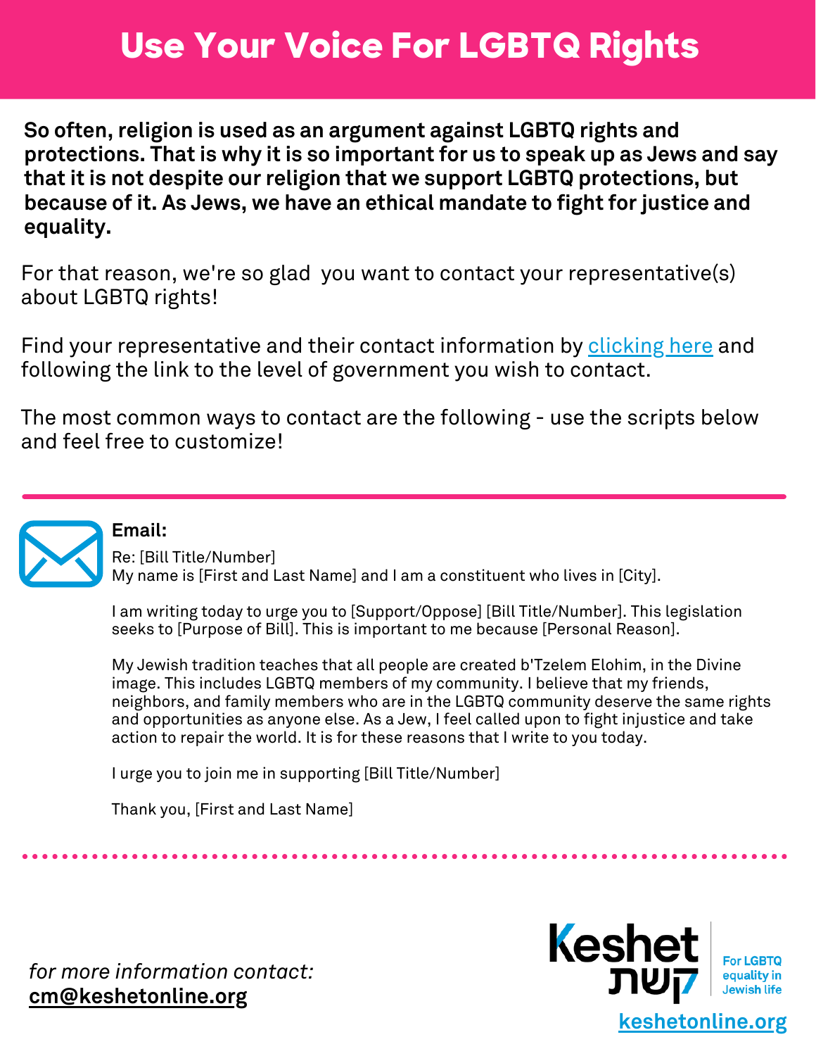# Use Your Voice For LGBTQ Rights

**So often, religion is used as an argument against LGBTQ rights and protections. That is why it is so important for us to speak up as Jews and say that it is not despite our religion that we support LGBTQ protections, but because of it. As Jews, we have an ethical mandate to fight for justice and equality.**

For that reason, we're so glad you want to contact your representative(s) about LGBTQ rights!

Find your representative and their contact information by clicking here and following the link to the level of government you wish to contact.

The most common ways to contact are the following - use the scripts below and feel free to customize!

---

**Email:**

Re: [Bill Title/Number]
My name is [First and Last Name] and I am a constituent who lives in [City].

I am writing today to urge you to [Support/Oppose] [Bill Title/Number]. This legislation seeks to [Purpose of Bill]. This is important to me because [Personal Reason].

My Jewish tradition teaches that all people are created b'Tzelem Elohim, in the Divine image. This includes LGBTQ members of my community. I believe that my friends, neighbors, and family members who are in the LGBTQ community deserve the same rights and opportunities as anyone else. As a Jew, I feel called upon to fight injustice and take action to repair the world. It is for these reasons that I write to you today.

I urge you to join me in supporting [Bill Title/Number]

Thank you, [First and Last Name]

---

*for more information contact:*
**cm@keshetonline.org**

Keshet קשת
For LGBTQ equality in Jewish life

**keshetonline.org**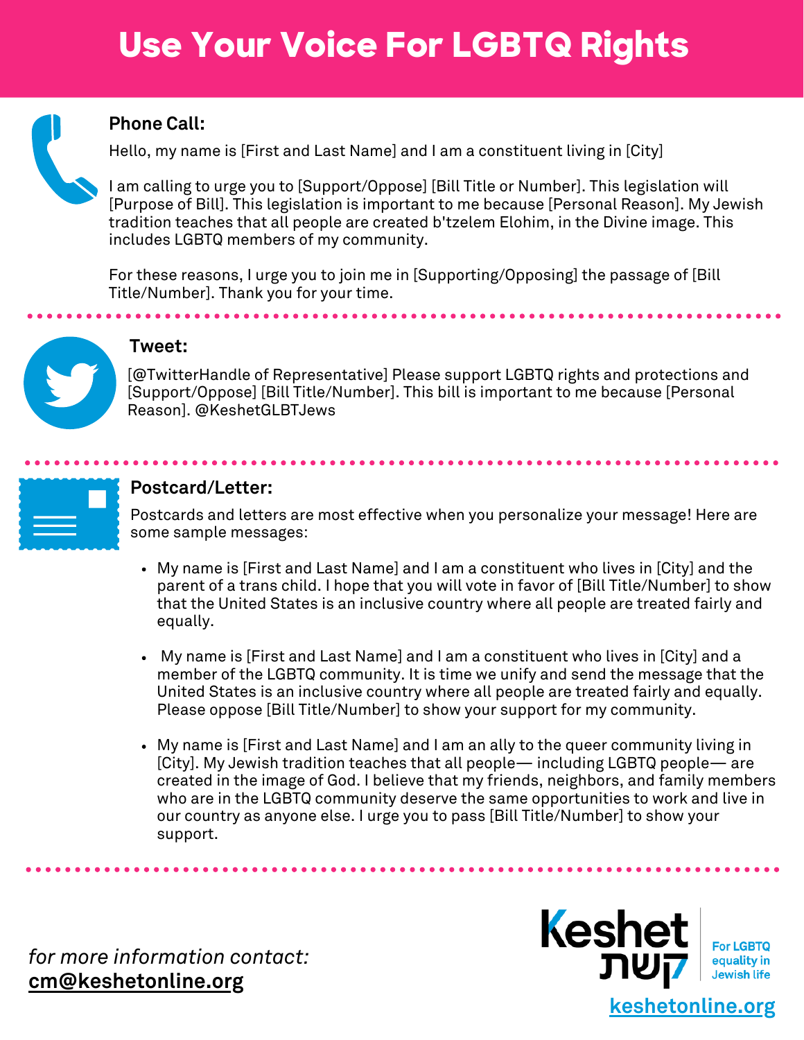# Use Your Voice For LGBTQ Rights

### Phone Call:

Hello, my name is [First and Last Name] and I am a constituent living in [City]

I am calling to urge you to [Support/Oppose] [Bill Title or Number]. This legislation will [Purpose of Bill]. This legislation is important to me because [Personal Reason]. My Jewish tradition teaches that all people are created b'tzelem Elohim, in the Divine image. This includes LGBTQ members of my community.

For these reasons, I urge you to join me in [Supporting/Opposing] the passage of [Bill Title/Number]. Thank you for your time.

### Tweet:

[@TwitterHandle of Representative] Please support LGBTQ rights and protections and [Support/Oppose] [Bill Title/Number]. This bill is important to me because [Personal Reason]. @KeshetGLBTJews

### Postcard/Letter:

Postcards and letters are most effective when you personalize your message! Here are some sample messages:

- My name is [First and Last Name] and I am a constituent who lives in [City] and the parent of a trans child. I hope that you will vote in favor of [Bill Title/Number] to show that the United States is an inclusive country where all people are treated fairly and equally.
- My name is [First and Last Name] and I am a constituent who lives in [City] and a member of the LGBTQ community. It is time we unify and send the message that the United States is an inclusive country where all people are treated fairly and equally. Please oppose [Bill Title/Number] to show your support for my community.
- My name is [First and Last Name] and I am an ally to the queer community living in [City]. My Jewish tradition teaches that all people— including LGBTQ people— are created in the image of God. I believe that my friends, neighbors, and family members who are in the LGBTQ community deserve the same opportunities to work and live in our country as anyone else. I urge you to pass [Bill Title/Number] to show your support.

*for more information contact:*
**cm@keshetonline.org**

Keshet קשת
For LGBTQ equality in Jewish life

keshetonline.org